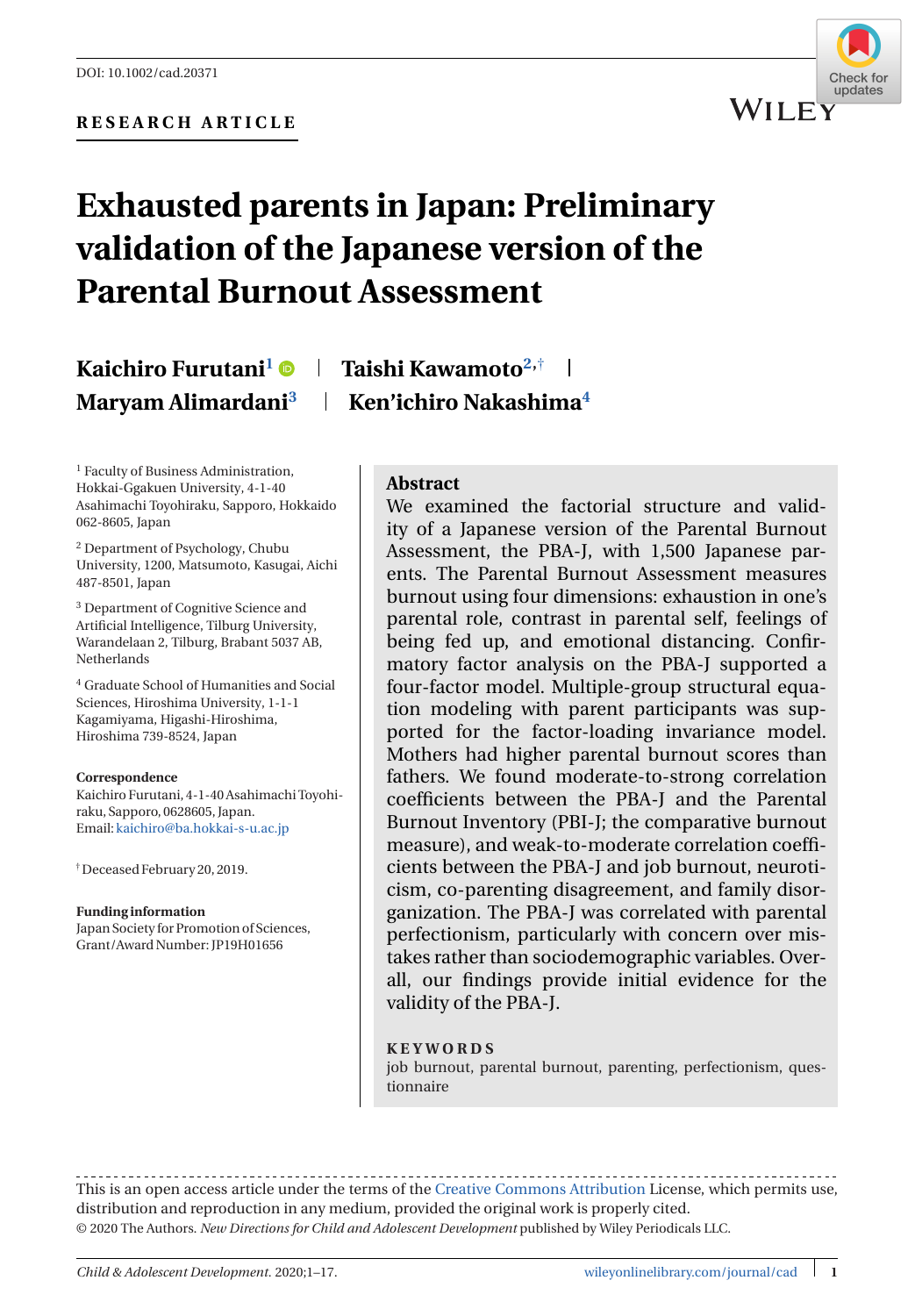DOI: 10.1002/cad.20371

**RESEARCH ARTICLE**

# Exhausted parents in Japan: Preliminary validation of the Japanese version of the Parental Burnout Assessment

**Kaichiro Furutani**[1] | **Taishi Kawamoto**[2,†] | **Maryam Alimardani**[3] | **Ken'ichiro Nakashima**[4]

[1] Faculty of Business Administration, Hokkai-Ggakuen University, 4-1-40 Asahimachi Toyohiraku, Sapporo, Hokkaido 062-8605, Japan

[2] Department of Psychology, Chubu University, 1200, Matsumoto, Kasugai, Aichi 487-8501, Japan

[3] Department of Cognitive Science and Artificial Intelligence, Tilburg University, Warandelaan 2, Tilburg, Brabant 5037 AB, Netherlands

[4] Graduate School of Humanities and Social Sciences, Hiroshima University, 1-1-1 Kagamiyama, Higashi-Hiroshima, Hiroshima 739-8524, Japan

**Correspondence**
Kaichiro Furutani, 4-1-40 Asahimachi Toyohiraku, Sapporo, 0628605, Japan.
Email: kaichiro@ba.hokkai-s-u.ac.jp

[†] Deceased February 20, 2019.

**Funding information**
Japan Society for Promotion of Sciences, Grant/Award Number: JP19H01656

## Abstract

We examined the factorial structure and validity of a Japanese version of the Parental Burnout Assessment, the PBA-J, with 1,500 Japanese parents. The Parental Burnout Assessment measures burnout using four dimensions: exhaustion in one's parental role, contrast in parental self, feelings of being fed up, and emotional distancing. Confirmatory factor analysis on the PBA-J supported a four-factor model. Multiple-group structural equation modeling with parent participants was supported for the factor-loading invariance model. Mothers had higher parental burnout scores than fathers. We found moderate-to-strong correlation coefficients between the PBA-J and the Parental Burnout Inventory (PBI-J; the comparative burnout measure), and weak-to-moderate correlation coefficients between the PBA-J and job burnout, neuroticism, co-parenting disagreement, and family disorganization. The PBA-J was correlated with parental perfectionism, particularly with concern over mistakes rather than sociodemographic variables. Overall, our findings provide initial evidence for the validity of the PBA-J.

**KEYWORDS**

job burnout, parental burnout, parenting, perfectionism, questionnaire

This is an open access article under the terms of the Creative Commons Attribution License, which permits use, distribution and reproduction in any medium, provided the original work is properly cited.
© 2020 The Authors. *New Directions for Child and Adolescent Development* published by Wiley Periodicals LLC.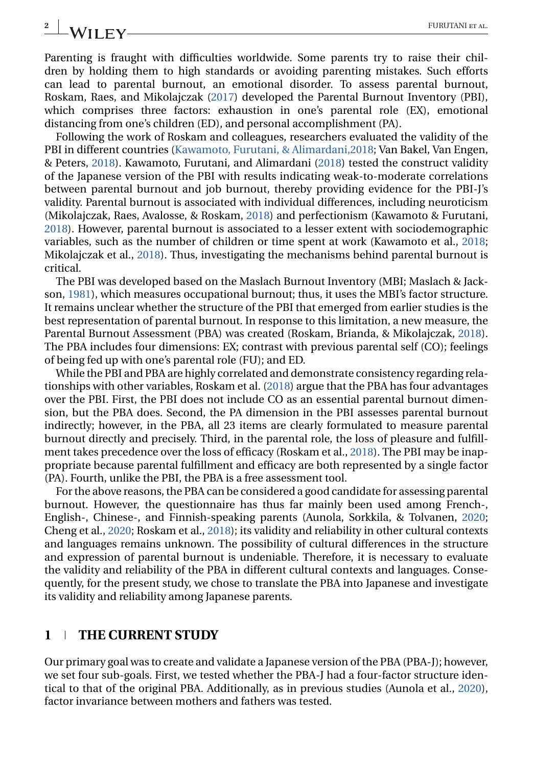Parenting is fraught with difficulties worldwide. Some parents try to raise their children by holding them to high standards or avoiding parenting mistakes. Such efforts can lead to parental burnout, an emotional disorder. To assess parental burnout, Roskam, Raes, and Mikolajczak (2017) developed the Parental Burnout Inventory (PBI), which comprises three factors: exhaustion in one's parental role (EX), emotional distancing from one's children (ED), and personal accomplishment (PA).

Following the work of Roskam and colleagues, researchers evaluated the validity of the PBI in different countries (Kawamoto, Furutani, & Alimardani,2018; Van Bakel, Van Engen, & Peters, 2018). Kawamoto, Furutani, and Alimardani (2018) tested the construct validity of the Japanese version of the PBI with results indicating weak-to-moderate correlations between parental burnout and job burnout, thereby providing evidence for the PBI-J's validity. Parental burnout is associated with individual differences, including neuroticism (Mikolajczak, Raes, Avalosse, & Roskam, 2018) and perfectionism (Kawamoto & Furutani, 2018). However, parental burnout is associated to a lesser extent with sociodemographic variables, such as the number of children or time spent at work (Kawamoto et al., 2018; Mikolajczak et al., 2018). Thus, investigating the mechanisms behind parental burnout is critical.

The PBI was developed based on the Maslach Burnout Inventory (MBI; Maslach & Jackson, 1981), which measures occupational burnout; thus, it uses the MBI's factor structure. It remains unclear whether the structure of the PBI that emerged from earlier studies is the best representation of parental burnout. In response to this limitation, a new measure, the Parental Burnout Assessment (PBA) was created (Roskam, Brianda, & Mikolajczak, 2018). The PBA includes four dimensions: EX; contrast with previous parental self (CO); feelings of being fed up with one's parental role (FU); and ED.

While the PBI and PBA are highly correlated and demonstrate consistency regarding relationships with other variables, Roskam et al. (2018) argue that the PBA has four advantages over the PBI. First, the PBI does not include CO as an essential parental burnout dimension, but the PBA does. Second, the PA dimension in the PBI assesses parental burnout indirectly; however, in the PBA, all 23 items are clearly formulated to measure parental burnout directly and precisely. Third, in the parental role, the loss of pleasure and fulfillment takes precedence over the loss of efficacy (Roskam et al., 2018). The PBI may be inappropriate because parental fulfillment and efficacy are both represented by a single factor (PA). Fourth, unlike the PBI, the PBA is a free assessment tool.

For the above reasons, the PBA can be considered a good candidate for assessing parental burnout. However, the questionnaire has thus far mainly been used among French-, English-, Chinese-, and Finnish-speaking parents (Aunola, Sorkkila, & Tolvanen, 2020; Cheng et al., 2020; Roskam et al., 2018); its validity and reliability in other cultural contexts and languages remains unknown. The possibility of cultural differences in the structure and expression of parental burnout is undeniable. Therefore, it is necessary to evaluate the validity and reliability of the PBA in different cultural contexts and languages. Consequently, for the present study, we chose to translate the PBA into Japanese and investigate its validity and reliability among Japanese parents.

## 1 THE CURRENT STUDY

Our primary goal was to create and validate a Japanese version of the PBA (PBA-J); however, we set four sub-goals. First, we tested whether the PBA-J had a four-factor structure identical to that of the original PBA. Additionally, as in previous studies (Aunola et al., 2020), factor invariance between mothers and fathers was tested.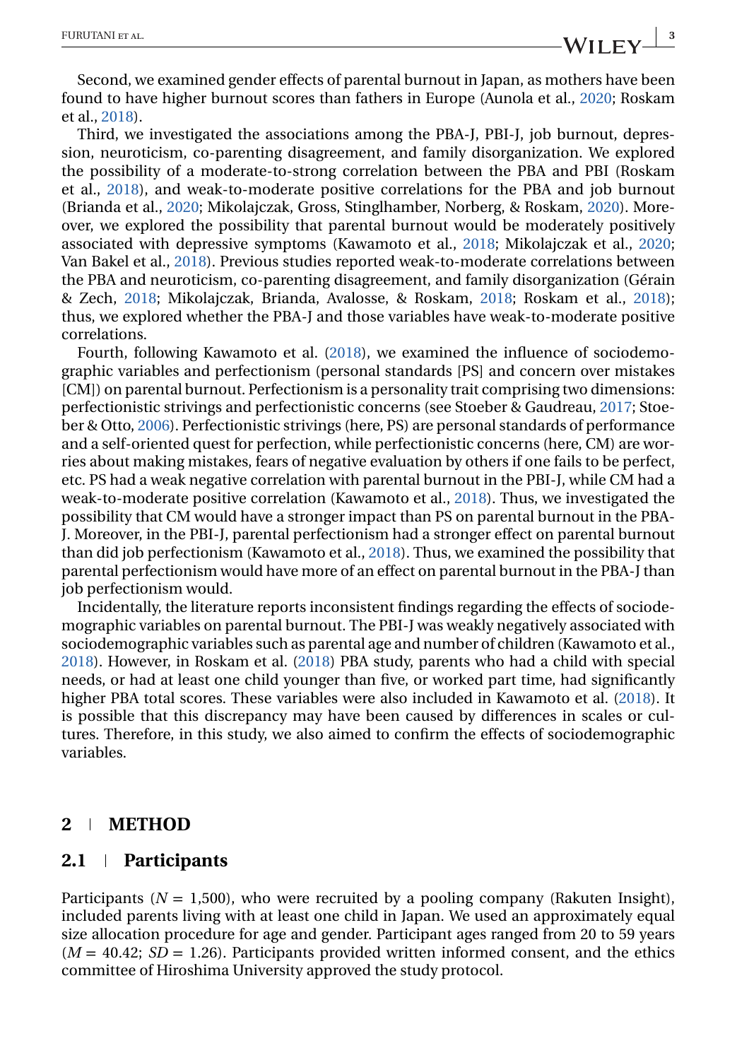Second, we examined gender effects of parental burnout in Japan, as mothers have been found to have higher burnout scores than fathers in Europe (Aunola et al., 2020; Roskam et al., 2018).

Third, we investigated the associations among the PBA-J, PBI-J, job burnout, depression, neuroticism, co-parenting disagreement, and family disorganization. We explored the possibility of a moderate-to-strong correlation between the PBA and PBI (Roskam et al., 2018), and weak-to-moderate positive correlations for the PBA and job burnout (Brianda et al., 2020; Mikolajczak, Gross, Stinglhamber, Norberg, & Roskam, 2020). Moreover, we explored the possibility that parental burnout would be moderately positively associated with depressive symptoms (Kawamoto et al., 2018; Mikolajczak et al., 2020; Van Bakel et al., 2018). Previous studies reported weak-to-moderate correlations between the PBA and neuroticism, co-parenting disagreement, and family disorganization (Gérain & Zech, 2018; Mikolajczak, Brianda, Avalosse, & Roskam, 2018; Roskam et al., 2018); thus, we explored whether the PBA-J and those variables have weak-to-moderate positive correlations.

Fourth, following Kawamoto et al. (2018), we examined the influence of sociodemographic variables and perfectionism (personal standards [PS] and concern over mistakes [CM]) on parental burnout. Perfectionism is a personality trait comprising two dimensions: perfectionistic strivings and perfectionistic concerns (see Stoeber & Gaudreau, 2017; Stoeber & Otto, 2006). Perfectionistic strivings (here, PS) are personal standards of performance and a self-oriented quest for perfection, while perfectionistic concerns (here, CM) are worries about making mistakes, fears of negative evaluation by others if one fails to be perfect, etc. PS had a weak negative correlation with parental burnout in the PBI-J, while CM had a weak-to-moderate positive correlation (Kawamoto et al., 2018). Thus, we investigated the possibility that CM would have a stronger impact than PS on parental burnout in the PBA-J. Moreover, in the PBI-J, parental perfectionism had a stronger effect on parental burnout than did job perfectionism (Kawamoto et al., 2018). Thus, we examined the possibility that parental perfectionism would have more of an effect on parental burnout in the PBA-J than job perfectionism would.

Incidentally, the literature reports inconsistent findings regarding the effects of sociodemographic variables on parental burnout. The PBI-J was weakly negatively associated with sociodemographic variables such as parental age and number of children (Kawamoto et al., 2018). However, in Roskam et al. (2018) PBA study, parents who had a child with special needs, or had at least one child younger than five, or worked part time, had significantly higher PBA total scores. These variables were also included in Kawamoto et al. (2018). It is possible that this discrepancy may have been caused by differences in scales or cultures. Therefore, in this study, we also aimed to confirm the effects of sociodemographic variables.

## 2 METHOD

### 2.1 Participants

Participants ($N$ = 1,500), who were recruited by a pooling company (Rakuten Insight), included parents living with at least one child in Japan. We used an approximately equal size allocation procedure for age and gender. Participant ages ranged from 20 to 59 years ($M$ = 40.42; $SD$ = 1.26). Participants provided written informed consent, and the ethics committee of Hiroshima University approved the study protocol.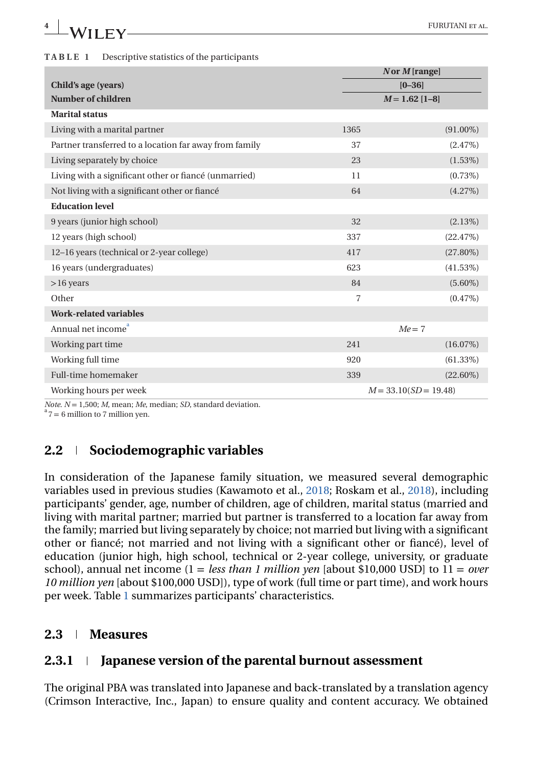**TABLE 1** Descriptive statistics of the participants

| | *N* or *M* [range] | |
|---|---|---|
| **Child's age (years)** | [0–36] | |
| **Number of children** | *M* = 1.62 [1–8] | |
| **Marital status** | | |
| Living with a marital partner | 1365 | (91.00%) |
| Partner transferred to a location far away from family | 37 | (2.47%) |
| Living separately by choice | 23 | (1.53%) |
| Living with a significant other or fiancé (unmarried) | 11 | (0.73%) |
| Not living with a significant other or fiancé | 64 | (4.27%) |
| **Education level** | | |
| 9 years (junior high school) | 32 | (2.13%) |
| 12 years (high school) | 337 | (22.47%) |
| 12–16 years (technical or 2-year college) | 417 | (27.80%) |
| 16 years (undergraduates) | 623 | (41.53%) |
| >16 years | 84 | (5.60%) |
| Other | 7 | (0.47%) |
| **Work-related variables** | | |
| Annual net income[a] | *Me* = 7 | |
| Working part time | 241 | (16.07%) |
| Working full time | 920 | (61.33%) |
| Full-time homemaker | 339 | (22.60%) |
| Working hours per week | *M* = 33.10(*SD* = 19.48) | |

*Note*. *N* = 1,500; *M*, mean; *Me*, median; *SD*, standard deviation.
[a] 7 = 6 million to 7 million yen.

## 2.2 | Sociodemographic variables

In consideration of the Japanese family situation, we measured several demographic variables used in previous studies (Kawamoto et al., 2018; Roskam et al., 2018), including participants' gender, age, number of children, age of children, marital status (married and living with marital partner; married but partner is transferred to a location far away from the family; married but living separately by choice; not married but living with a significant other or fiancé; not married and not living with a significant other or fiancé), level of education (junior high, high school, technical or 2-year college, university, or graduate school), annual net income (1 = *less than 1 million yen* [about $10,000 USD] to 11 = *over 10 million yen* [about $100,000 USD]), type of work (full time or part time), and work hours per week. Table 1 summarizes participants' characteristics.

## 2.3 | Measures

### 2.3.1 | Japanese version of the parental burnout assessment

The original PBA was translated into Japanese and back-translated by a translation agency (Crimson Interactive, Inc., Japan) to ensure quality and content accuracy. We obtained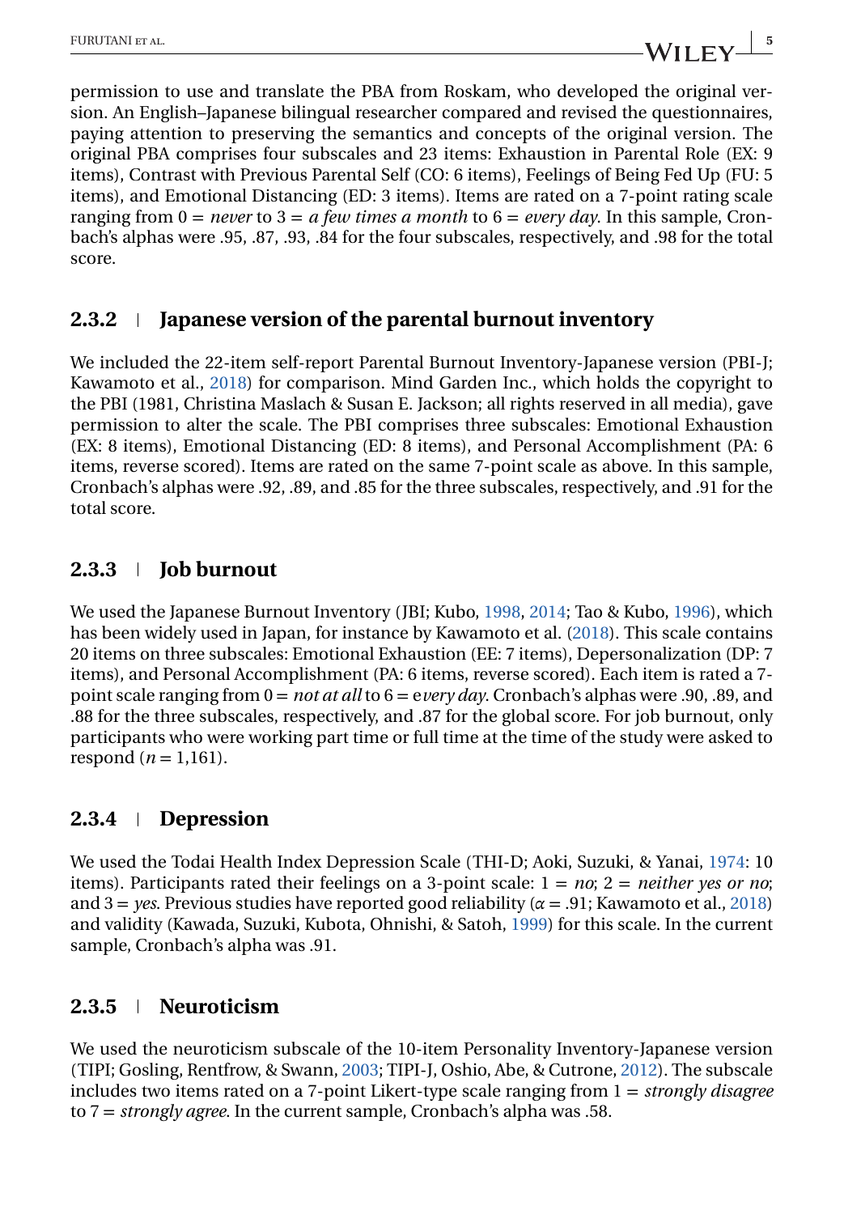permission to use and translate the PBA from Roskam, who developed the original version. An English–Japanese bilingual researcher compared and revised the questionnaires, paying attention to preserving the semantics and concepts of the original version. The original PBA comprises four subscales and 23 items: Exhaustion in Parental Role (EX: 9 items), Contrast with Previous Parental Self (CO: 6 items), Feelings of Being Fed Up (FU: 5 items), and Emotional Distancing (ED: 3 items). Items are rated on a 7-point rating scale ranging from 0 = *never* to 3 = *a few times a month* to 6 = *every day*. In this sample, Cronbach's alphas were .95, .87, .93, .84 for the four subscales, respectively, and .98 for the total score.

### 2.3.2 | Japanese version of the parental burnout inventory

We included the 22-item self-report Parental Burnout Inventory-Japanese version (PBI-J; Kawamoto et al., 2018) for comparison. Mind Garden Inc., which holds the copyright to the PBI (1981, Christina Maslach & Susan E. Jackson; all rights reserved in all media), gave permission to alter the scale. The PBI comprises three subscales: Emotional Exhaustion (EX: 8 items), Emotional Distancing (ED: 8 items), and Personal Accomplishment (PA: 6 items, reverse scored). Items are rated on the same 7-point scale as above. In this sample, Cronbach's alphas were .92, .89, and .85 for the three subscales, respectively, and .91 for the total score.

### 2.3.3 | Job burnout

We used the Japanese Burnout Inventory (JBI; Kubo, 1998, 2014; Tao & Kubo, 1996), which has been widely used in Japan, for instance by Kawamoto et al. (2018). This scale contains 20 items on three subscales: Emotional Exhaustion (EE: 7 items), Depersonalization (DP: 7 items), and Personal Accomplishment (PA: 6 items, reverse scored). Each item is rated a 7-point scale ranging from 0 = *not at all* to 6 = e*very day*. Cronbach's alphas were .90, .89, and .88 for the three subscales, respectively, and .87 for the global score. For job burnout, only participants who were working part time or full time at the time of the study were asked to respond ($n = 1{,}161$).

### 2.3.4 | Depression

We used the Todai Health Index Depression Scale (THI-D; Aoki, Suzuki, & Yanai, 1974: 10 items). Participants rated their feelings on a 3-point scale: 1 = *no*; 2 = *neither yes or no*; and 3 = *yes*. Previous studies have reported good reliability ($\alpha = .91$; Kawamoto et al., 2018) and validity (Kawada, Suzuki, Kubota, Ohnishi, & Satoh, 1999) for this scale. In the current sample, Cronbach's alpha was .91.

### 2.3.5 | Neuroticism

We used the neuroticism subscale of the 10-item Personality Inventory-Japanese version (TIPI; Gosling, Rentfrow, & Swann, 2003; TIPI-J, Oshio, Abe, & Cutrone, 2012). The subscale includes two items rated on a 7-point Likert-type scale ranging from 1 = *strongly disagree* to 7 = *strongly agree*. In the current sample, Cronbach's alpha was .58.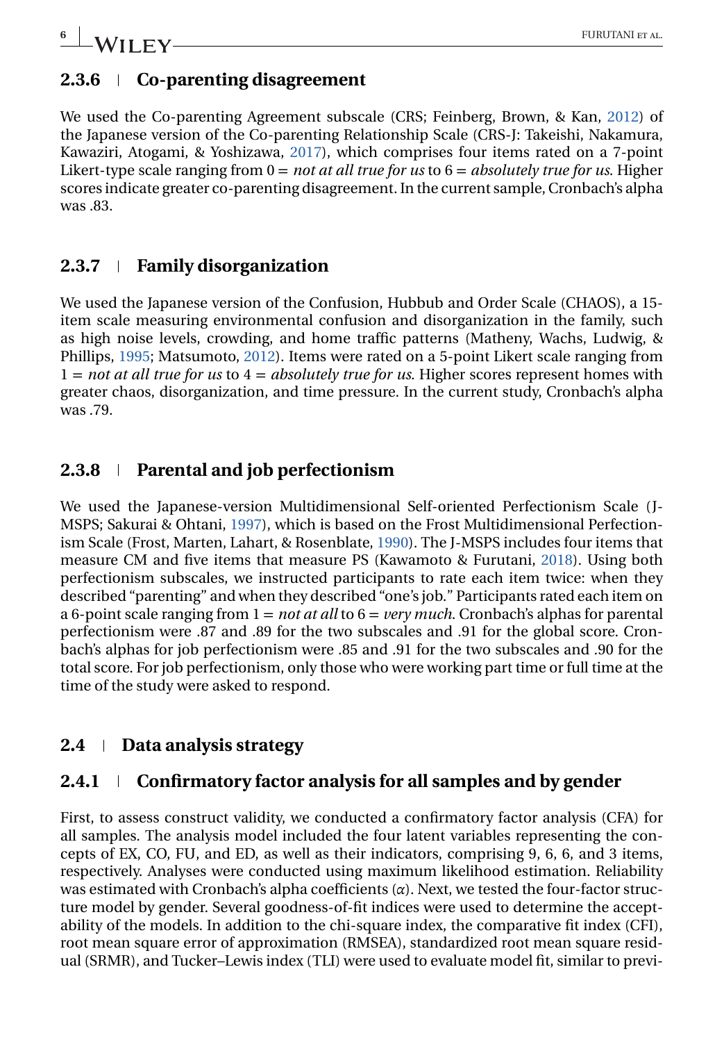### 2.3.6 | Co-parenting disagreement

We used the Co-parenting Agreement subscale (CRS; Feinberg, Brown, & Kan, 2012) of the Japanese version of the Co-parenting Relationship Scale (CRS-J: Takeishi, Nakamura, Kawaziri, Atogami, & Yoshizawa, 2017), which comprises four items rated on a 7-point Likert-type scale ranging from 0 = *not at all true for us* to 6 = *absolutely true for us*. Higher scores indicate greater co-parenting disagreement. In the current sample, Cronbach's alpha was .83.

### 2.3.7 | Family disorganization

We used the Japanese version of the Confusion, Hubbub and Order Scale (CHAOS), a 15-item scale measuring environmental confusion and disorganization in the family, such as high noise levels, crowding, and home traffic patterns (Matheny, Wachs, Ludwig, & Phillips, 1995; Matsumoto, 2012). Items were rated on a 5-point Likert scale ranging from 1 = *not at all true for us* to 4 = *absolutely true for us*. Higher scores represent homes with greater chaos, disorganization, and time pressure. In the current study, Cronbach's alpha was .79.

### 2.3.8 | Parental and job perfectionism

We used the Japanese-version Multidimensional Self-oriented Perfectionism Scale (J-MSPS; Sakurai & Ohtani, 1997), which is based on the Frost Multidimensional Perfectionism Scale (Frost, Marten, Lahart, & Rosenblate, 1990). The J-MSPS includes four items that measure CM and five items that measure PS (Kawamoto & Furutani, 2018). Using both perfectionism subscales, we instructed participants to rate each item twice: when they described "parenting" and when they described "one's job." Participants rated each item on a 6-point scale ranging from 1 = *not at all* to 6 = *very much*. Cronbach's alphas for parental perfectionism were .87 and .89 for the two subscales and .91 for the global score. Cronbach's alphas for job perfectionism were .85 and .91 for the two subscales and .90 for the total score. For job perfectionism, only those who were working part time or full time at the time of the study were asked to respond.

## 2.4 | Data analysis strategy

### 2.4.1 | Confirmatory factor analysis for all samples and by gender

First, to assess construct validity, we conducted a confirmatory factor analysis (CFA) for all samples. The analysis model included the four latent variables representing the concepts of EX, CO, FU, and ED, as well as their indicators, comprising 9, 6, 6, and 3 items, respectively. Analyses were conducted using maximum likelihood estimation. Reliability was estimated with Cronbach's alpha coefficients ($\alpha$). Next, we tested the four-factor structure model by gender. Several goodness-of-fit indices were used to determine the acceptability of the models. In addition to the chi-square index, the comparative fit index (CFI), root mean square error of approximation (RMSEA), standardized root mean square residual (SRMR), and Tucker–Lewis index (TLI) were used to evaluate model fit, similar to previ-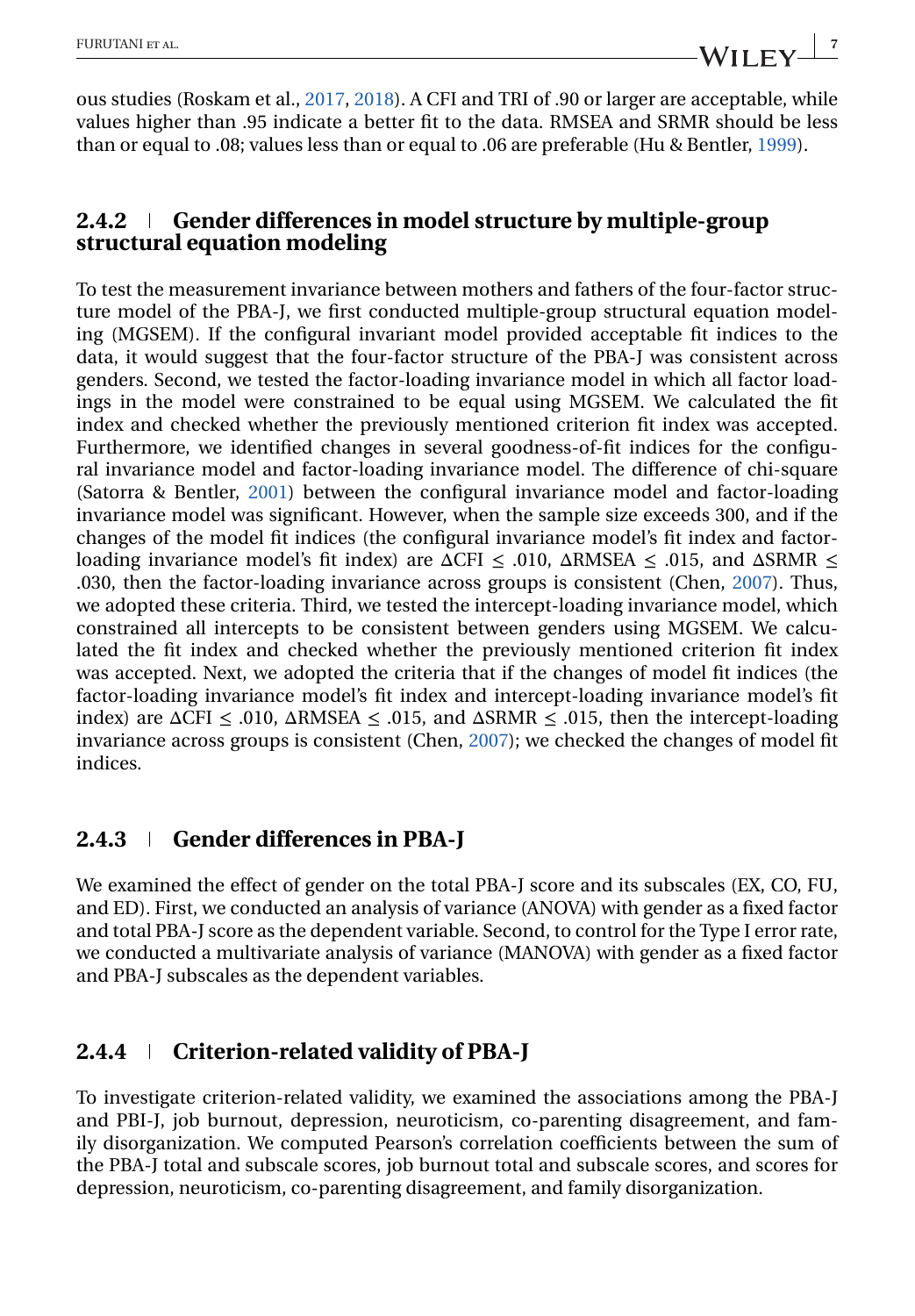ous studies (Roskam et al., 2017, 2018). A CFI and TRI of .90 or larger are acceptable, while values higher than .95 indicate a better fit to the data. RMSEA and SRMR should be less than or equal to .08; values less than or equal to .06 are preferable (Hu & Bentler, 1999).

### 2.4.2 | Gender differences in model structure by multiple-group structural equation modeling

To test the measurement invariance between mothers and fathers of the four-factor structure model of the PBA-J, we first conducted multiple-group structural equation modeling (MGSEM). If the configural invariant model provided acceptable fit indices to the data, it would suggest that the four-factor structure of the PBA-J was consistent across genders. Second, we tested the factor-loading invariance model in which all factor loadings in the model were constrained to be equal using MGSEM. We calculated the fit index and checked whether the previously mentioned criterion fit index was accepted. Furthermore, we identified changes in several goodness-of-fit indices for the configural invariance model and factor-loading invariance model. The difference of chi-square (Satorra & Bentler, 2001) between the configural invariance model and factor-loading invariance model was significant. However, when the sample size exceeds 300, and if the changes of the model fit indices (the configural invariance model's fit index and factor-loading invariance model's fit index) are $\Delta$CFI $\leq$ .010, $\Delta$RMSEA $\leq$ .015, and $\Delta$SRMR $\leq$ .030, then the factor-loading invariance across groups is consistent (Chen, 2007). Thus, we adopted these criteria. Third, we tested the intercept-loading invariance model, which constrained all intercepts to be consistent between genders using MGSEM. We calculated the fit index and checked whether the previously mentioned criterion fit index was accepted. Next, we adopted the criteria that if the changes of model fit indices (the factor-loading invariance model's fit index and intercept-loading invariance model's fit index) are $\Delta$CFI $\leq$ .010, $\Delta$RMSEA $\leq$ .015, and $\Delta$SRMR $\leq$ .015, then the intercept-loading invariance across groups is consistent (Chen, 2007); we checked the changes of model fit indices.

### 2.4.3 | Gender differences in PBA-J

We examined the effect of gender on the total PBA-J score and its subscales (EX, CO, FU, and ED). First, we conducted an analysis of variance (ANOVA) with gender as a fixed factor and total PBA-J score as the dependent variable. Second, to control for the Type I error rate, we conducted a multivariate analysis of variance (MANOVA) with gender as a fixed factor and PBA-J subscales as the dependent variables.

### 2.4.4 | Criterion-related validity of PBA-J

To investigate criterion-related validity, we examined the associations among the PBA-J and PBI-J, job burnout, depression, neuroticism, co-parenting disagreement, and family disorganization. We computed Pearson's correlation coefficients between the sum of the PBA-J total and subscale scores, job burnout total and subscale scores, and scores for depression, neuroticism, co-parenting disagreement, and family disorganization.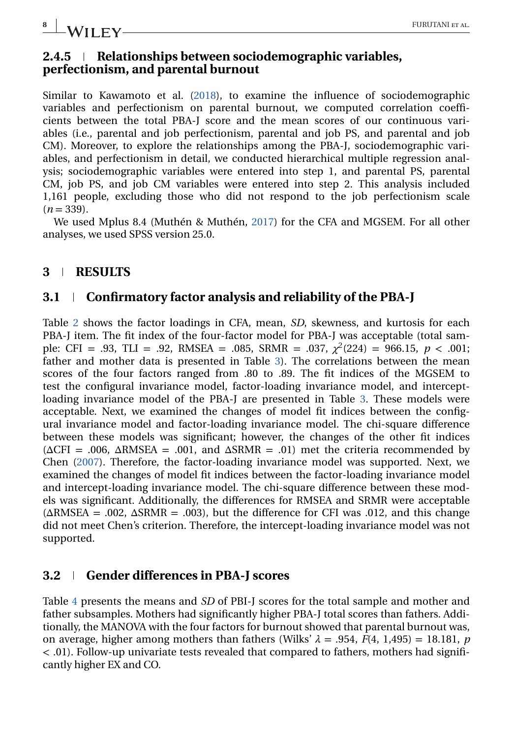### 2.4.5 | Relationships between sociodemographic variables, perfectionism, and parental burnout

Similar to Kawamoto et al. (2018), to examine the influence of sociodemographic variables and perfectionism on parental burnout, we computed correlation coefficients between the total PBA-J score and the mean scores of our continuous variables (i.e., parental and job perfectionism, parental and job PS, and parental and job CM). Moreover, to explore the relationships among the PBA-J, sociodemographic variables, and perfectionism in detail, we conducted hierarchical multiple regression analysis; sociodemographic variables were entered into step 1, and parental PS, parental CM, job PS, and job CM variables were entered into step 2. This analysis included 1,161 people, excluding those who did not respond to the job perfectionism scale ($n = 339$).

We used Mplus 8.4 (Muthén & Muthén, 2017) for the CFA and MGSEM. For all other analyses, we used SPSS version 25.0.

## 3 | RESULTS

### 3.1 | Confirmatory factor analysis and reliability of the PBA-J

Table 2 shows the factor loadings in CFA, mean, *SD*, skewness, and kurtosis for each PBA-J item. The fit index of the four-factor model for PBA-J was acceptable (total sample: CFI = .93, TLI = .92, RMSEA = .085, SRMR = .037, $\chi^2(224) = 966.15$, $p < .001$; father and mother data is presented in Table 3). The correlations between the mean scores of the four factors ranged from .80 to .89. The fit indices of the MGSEM to test the configural invariance model, factor-loading invariance model, and intercept-loading invariance model of the PBA-J are presented in Table 3. These models were acceptable. Next, we examined the changes of model fit indices between the configural invariance model and factor-loading invariance model. The chi-square difference between these models was significant; however, the changes of the other fit indices ($\Delta$CFI = .006, $\Delta$RMSEA = .001, and $\Delta$SRMR = .01) met the criteria recommended by Chen (2007). Therefore, the factor-loading invariance model was supported. Next, we examined the changes of model fit indices between the factor-loading invariance model and intercept-loading invariance model. The chi-square difference between these models was significant. Additionally, the differences for RMSEA and SRMR were acceptable ($\Delta$RMSEA = .002, $\Delta$SRMR = .003), but the difference for CFI was .012, and this change did not meet Chen's criterion. Therefore, the intercept-loading invariance model was not supported.

### 3.2 | Gender differences in PBA-J scores

Table 4 presents the means and *SD* of PBI-J scores for the total sample and mother and father subsamples. Mothers had significantly higher PBA-J total scores than fathers. Additionally, the MANOVA with the four factors for burnout showed that parental burnout was, on average, higher among mothers than fathers (Wilks' $\lambda = .954$, $F(4, 1{,}495) = 18.181$, $p < .01$). Follow-up univariate tests revealed that compared to fathers, mothers had significantly higher EX and CO.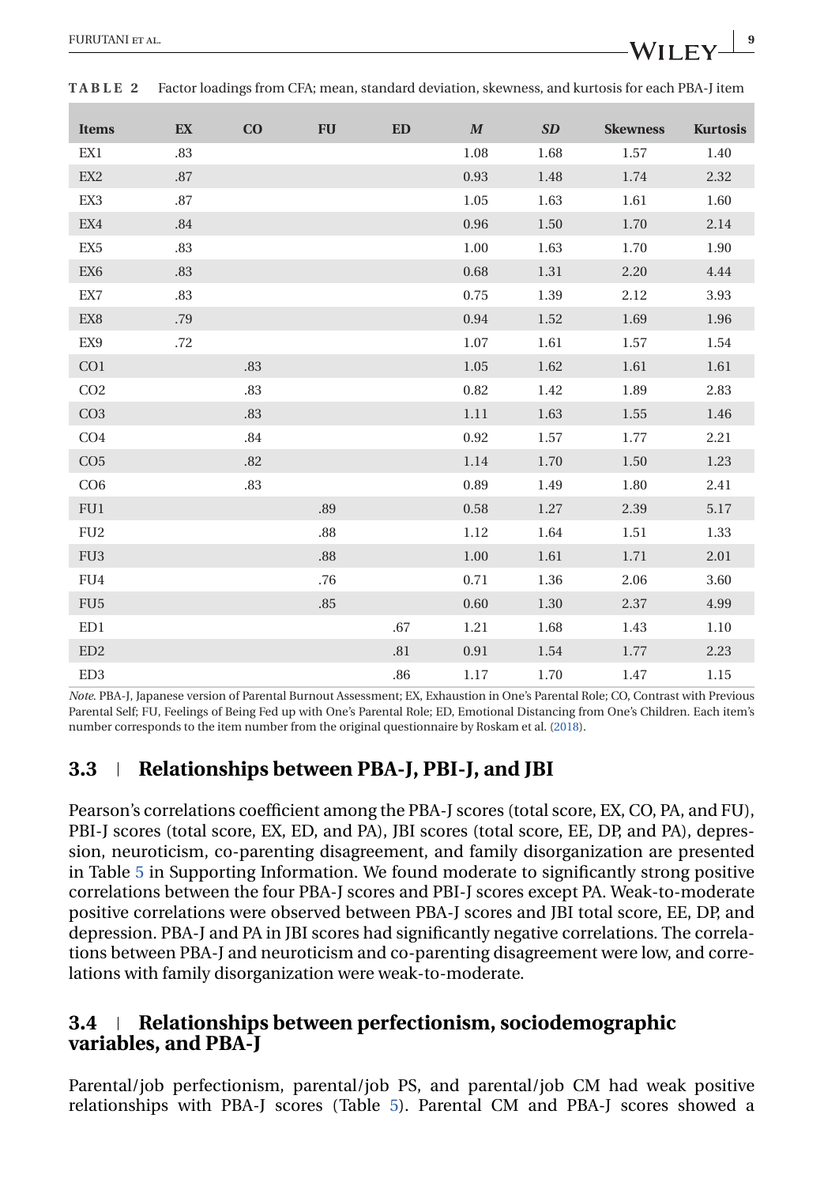**TABLE 2** Factor loadings from CFA; mean, standard deviation, skewness, and kurtosis for each PBA-J item

| Items | EX | CO | FU | ED | *M* | *SD* | Skewness | Kurtosis |
|---|---|---|---|---|---|---|---|---|
| EX1 | .83 | | | | 1.08 | 1.68 | 1.57 | 1.40 |
| EX2 | .87 | | | | 0.93 | 1.48 | 1.74 | 2.32 |
| EX3 | .87 | | | | 1.05 | 1.63 | 1.61 | 1.60 |
| EX4 | .84 | | | | 0.96 | 1.50 | 1.70 | 2.14 |
| EX5 | .83 | | | | 1.00 | 1.63 | 1.70 | 1.90 |
| EX6 | .83 | | | | 0.68 | 1.31 | 2.20 | 4.44 |
| EX7 | .83 | | | | 0.75 | 1.39 | 2.12 | 3.93 |
| EX8 | .79 | | | | 0.94 | 1.52 | 1.69 | 1.96 |
| EX9 | .72 | | | | 1.07 | 1.61 | 1.57 | 1.54 |
| CO1 | | .83 | | | 1.05 | 1.62 | 1.61 | 1.61 |
| CO2 | | .83 | | | 0.82 | 1.42 | 1.89 | 2.83 |
| CO3 | | .83 | | | 1.11 | 1.63 | 1.55 | 1.46 |
| CO4 | | .84 | | | 0.92 | 1.57 | 1.77 | 2.21 |
| CO5 | | .82 | | | 1.14 | 1.70 | 1.50 | 1.23 |
| CO6 | | .83 | | | 0.89 | 1.49 | 1.80 | 2.41 |
| FU1 | | | .89 | | 0.58 | 1.27 | 2.39 | 5.17 |
| FU2 | | | .88 | | 1.12 | 1.64 | 1.51 | 1.33 |
| FU3 | | | .88 | | 1.00 | 1.61 | 1.71 | 2.01 |
| FU4 | | | .76 | | 0.71 | 1.36 | 2.06 | 3.60 |
| FU5 | | | .85 | | 0.60 | 1.30 | 2.37 | 4.99 |
| ED1 | | | | .67 | 1.21 | 1.68 | 1.43 | 1.10 |
| ED2 | | | | .81 | 0.91 | 1.54 | 1.77 | 2.23 |
| ED3 | | | | .86 | 1.17 | 1.70 | 1.47 | 1.15 |

*Note*. PBA-J, Japanese version of Parental Burnout Assessment; EX, Exhaustion in One's Parental Role; CO, Contrast with Previous Parental Self; FU, Feelings of Being Fed up with One's Parental Role; ED, Emotional Distancing from One's Children. Each item's number corresponds to the item number from the original questionnaire by Roskam et al. (2018).

### 3.3 | Relationships between PBA-J, PBI-J, and JBI

Pearson's correlations coefficient among the PBA-J scores (total score, EX, CO, PA, and FU), PBI-J scores (total score, EX, ED, and PA), JBI scores (total score, EE, DP, and PA), depression, neuroticism, co-parenting disagreement, and family disorganization are presented in Table 5 in Supporting Information. We found moderate to significantly strong positive correlations between the four PBA-J scores and PBI-J scores except PA. Weak-to-moderate positive correlations were observed between PBA-J scores and JBI total score, EE, DP, and depression. PBA-J and PA in JBI scores had significantly negative correlations. The correlations between PBA-J and neuroticism and co-parenting disagreement were low, and correlations with family disorganization were weak-to-moderate.

### 3.4 | Relationships between perfectionism, sociodemographic variables, and PBA-J

Parental/job perfectionism, parental/job PS, and parental/job CM had weak positive relationships with PBA-J scores (Table 5). Parental CM and PBA-J scores showed a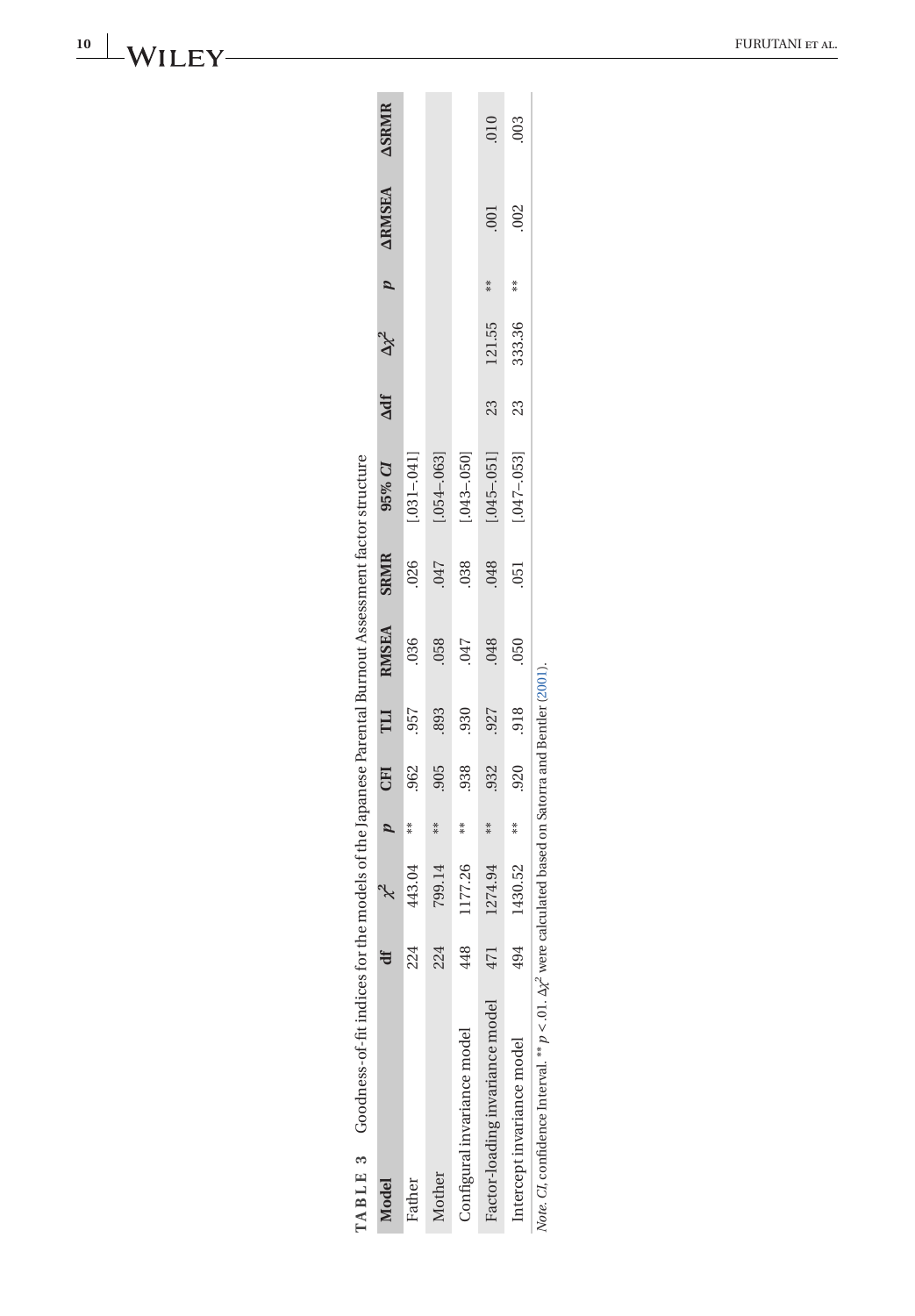**TABLE 3** Goodness-of-fit indices for the models of the Japanese Parental Burnout Assessment factor structure

| Model | df | $\chi^2$ | $p$ | CFI | TLI | RMSEA | SRMR | 95% *CI* | Δdf | $\Delta\chi^2$ | $p$ | ΔRMSEA | ΔSRMR |
|---|---|---|---|---|---|---|---|---|---|---|---|---|---|
| Father | 224 | 443.04 | ** | .962 | .957 | .036 | .026 | [.031–.041] | | | | | |
| Mother | 224 | 799.14 | ** | .905 | .893 | .058 | .047 | [.054–.063] | | | | | |
| Configural invariance model | 448 | 1177.26 | ** | .938 | .930 | .047 | .038 | [.043–.050] | | | | | |
| Factor-loading invariance model | 471 | 1274.94 | ** | .932 | .927 | .048 | .048 | [.045–.051] | 23 | 121.55 | ** | .001 | .010 |
| Intercept invariance model | 494 | 1430.52 | ** | .920 | .918 | .050 | .051 | [.047–.053] | 23 | 333.36 | ** | .002 | .003 |

*Note. CI*, confidence Interval. ** $p < .01$. $\Delta\chi^2$ were calculated based on Satorra and Bentler (2001).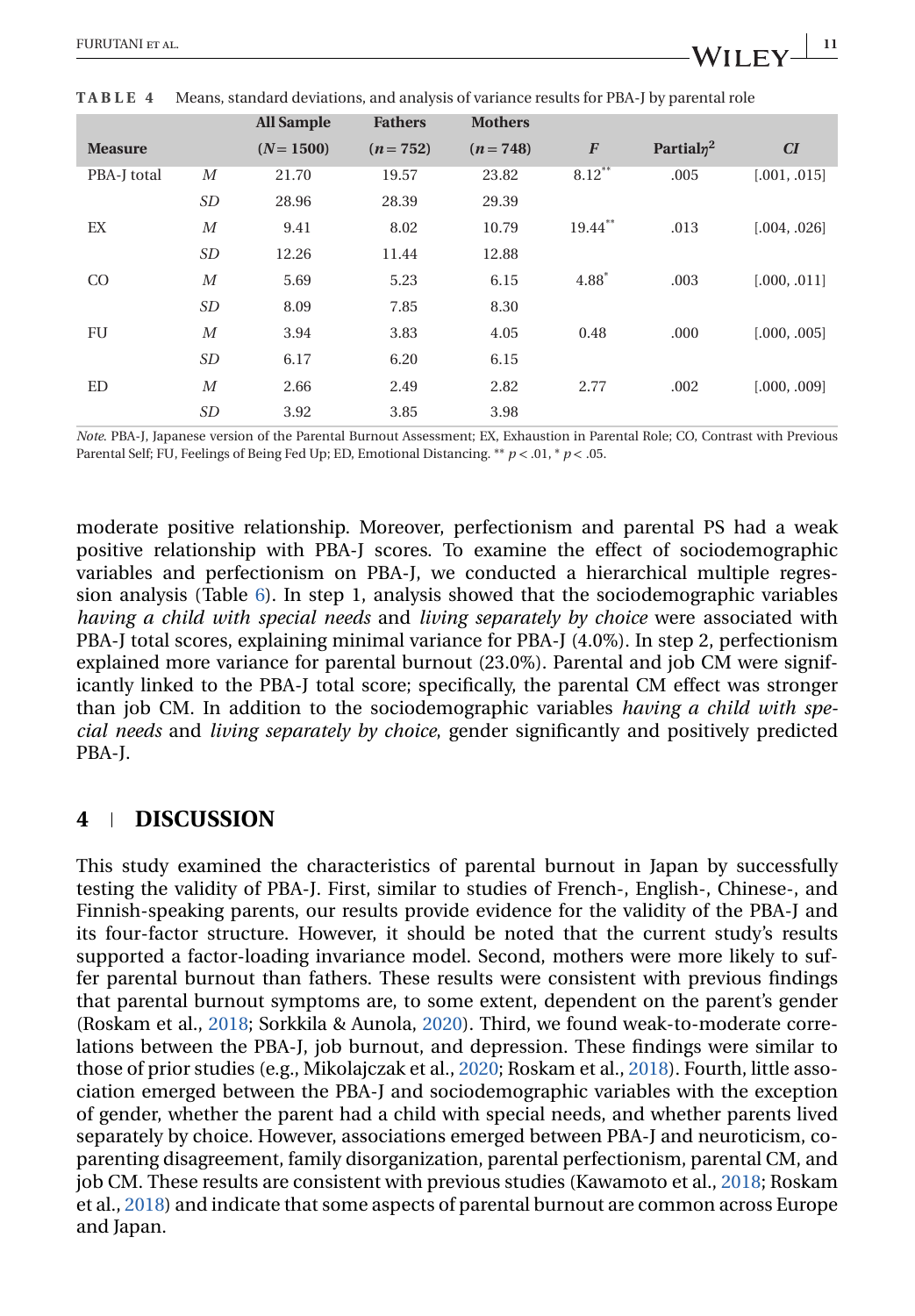**TABLE 4** Means, standard deviations, and analysis of variance results for PBA-J by parental role

| Measure | | All Sample ($N = 1500$) | Fathers ($n = 752$) | Mothers ($n = 748$) | $F$ | Partial$\eta^2$ | $CI$ |
|---|---|---|---|---|---|---|---|
| PBA-J total | $M$ | 21.70 | 19.57 | 23.82 | 8.12** | .005 | [.001, .015] |
| | $SD$ | 28.96 | 28.39 | 29.39 | | | |
| EX | $M$ | 9.41 | 8.02 | 10.79 | 19.44** | .013 | [.004, .026] |
| | $SD$ | 12.26 | 11.44 | 12.88 | | | |
| CO | $M$ | 5.69 | 5.23 | 6.15 | 4.88* | .003 | [.000, .011] |
| | $SD$ | 8.09 | 7.85 | 8.30 | | | |
| FU | $M$ | 3.94 | 3.83 | 4.05 | 0.48 | .000 | [.000, .005] |
| | $SD$ | 6.17 | 6.20 | 6.15 | | | |
| ED | $M$ | 2.66 | 2.49 | 2.82 | 2.77 | .002 | [.000, .009] |
| | $SD$ | 3.92 | 3.85 | 3.98 | | | |

*Note*. PBA-J, Japanese version of the Parental Burnout Assessment; EX, Exhaustion in Parental Role; CO, Contrast with Previous Parental Self; FU, Feelings of Being Fed Up; ED, Emotional Distancing. ** $p < .01$, * $p < .05$.

moderate positive relationship. Moreover, perfectionism and parental PS had a weak positive relationship with PBA-J scores. To examine the effect of sociodemographic variables and perfectionism on PBA-J, we conducted a hierarchical multiple regression analysis (Table 6). In step 1, analysis showed that the sociodemographic variables *having a child with special needs* and *living separately by choice* were associated with PBA-J total scores, explaining minimal variance for PBA-J (4.0%). In step 2, perfectionism explained more variance for parental burnout (23.0%). Parental and job CM were significantly linked to the PBA-J total score; specifically, the parental CM effect was stronger than job CM. In addition to the sociodemographic variables *having a child with special needs* and *living separately by choice*, gender significantly and positively predicted PBA-J.

## 4 | DISCUSSION

This study examined the characteristics of parental burnout in Japan by successfully testing the validity of PBA-J. First, similar to studies of French-, English-, Chinese-, and Finnish-speaking parents, our results provide evidence for the validity of the PBA-J and its four-factor structure. However, it should be noted that the current study's results supported a factor-loading invariance model. Second, mothers were more likely to suffer parental burnout than fathers. These results were consistent with previous findings that parental burnout symptoms are, to some extent, dependent on the parent's gender (Roskam et al., 2018; Sorkkila & Aunola, 2020). Third, we found weak-to-moderate correlations between the PBA-J, job burnout, and depression. These findings were similar to those of prior studies (e.g., Mikolajczak et al., 2020; Roskam et al., 2018). Fourth, little association emerged between the PBA-J and sociodemographic variables with the exception of gender, whether the parent had a child with special needs, and whether parents lived separately by choice. However, associations emerged between PBA-J and neuroticism, co-parenting disagreement, family disorganization, parental perfectionism, parental CM, and job CM. These results are consistent with previous studies (Kawamoto et al., 2018; Roskam et al., 2018) and indicate that some aspects of parental burnout are common across Europe and Japan.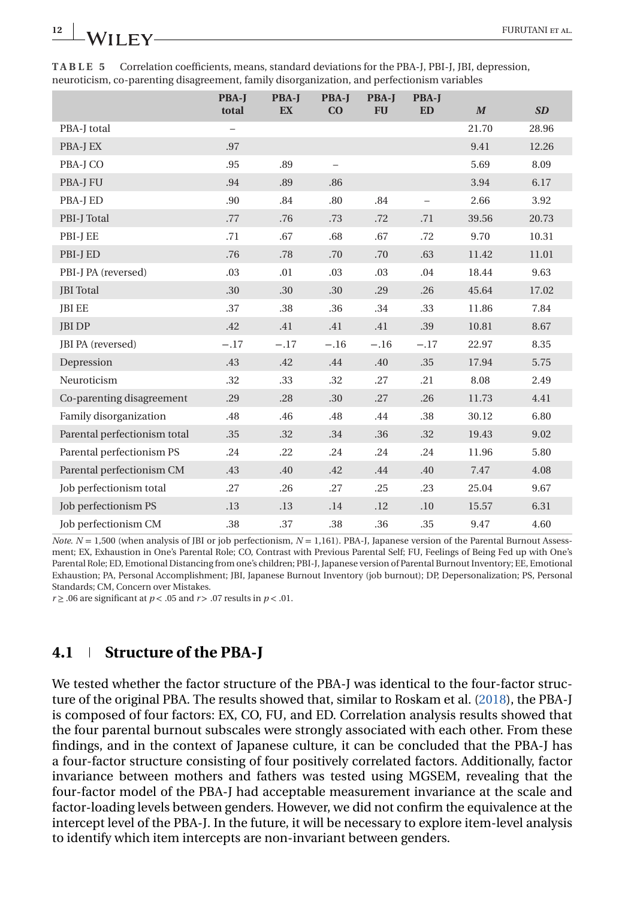**TABLE 5** Correlation coefficients, means, standard deviations for the PBA-J, PBI-J, JBI, depression, neuroticism, co-parenting disagreement, family disorganization, and perfectionism variables

| | PBA-J total | PBA-J EX | PBA-J CO | PBA-J FU | PBA-J ED | *M* | *SD* |
|---|---|---|---|---|---|---|---|
| PBA-J total | – | | | | | 21.70 | 28.96 |
| PBA-J EX | .97 | | | | | 9.41 | 12.26 |
| PBA-J CO | .95 | .89 | – | | | 5.69 | 8.09 |
| PBA-J FU | .94 | .89 | .86 | | | 3.94 | 6.17 |
| PBA-J ED | .90 | .84 | .80 | .84 | – | 2.66 | 3.92 |
| PBI-J Total | .77 | .76 | .73 | .72 | .71 | 39.56 | 20.73 |
| PBI-J EE | .71 | .67 | .68 | .67 | .72 | 9.70 | 10.31 |
| PBI-J ED | .76 | .78 | .70 | .70 | .63 | 11.42 | 11.01 |
| PBI-J PA (reversed) | .03 | .01 | .03 | .03 | .04 | 18.44 | 9.63 |
| JBI Total | .30 | .30 | .30 | .29 | .26 | 45.64 | 17.02 |
| JBI EE | .37 | .38 | .36 | .34 | .33 | 11.86 | 7.84 |
| JBI DP | .42 | .41 | .41 | .41 | .39 | 10.81 | 8.67 |
| JBI PA (reversed) | −.17 | −.17 | −.16 | −.16 | −.17 | 22.97 | 8.35 |
| Depression | .43 | .42 | .44 | .40 | .35 | 17.94 | 5.75 |
| Neuroticism | .32 | .33 | .32 | .27 | .21 | 8.08 | 2.49 |
| Co-parenting disagreement | .29 | .28 | .30 | .27 | .26 | 11.73 | 4.41 |
| Family disorganization | .48 | .46 | .48 | .44 | .38 | 30.12 | 6.80 |
| Parental perfectionism total | .35 | .32 | .34 | .36 | .32 | 19.43 | 9.02 |
| Parental perfectionism PS | .24 | .22 | .24 | .24 | .24 | 11.96 | 5.80 |
| Parental perfectionism CM | .43 | .40 | .42 | .44 | .40 | 7.47 | 4.08 |
| Job perfectionism total | .27 | .26 | .27 | .25 | .23 | 25.04 | 9.67 |
| Job perfectionism PS | .13 | .13 | .14 | .12 | .10 | 15.57 | 6.31 |
| Job perfectionism CM | .38 | .37 | .38 | .36 | .35 | 9.47 | 4.60 |

*Note*. $N = 1{,}500$ (when analysis of JBI or job perfectionism, $N = 1{,}161$). PBA-J, Japanese version of the Parental Burnout Assessment; EX, Exhaustion in One's Parental Role; CO, Contrast with Previous Parental Self; FU, Feelings of Being Fed up with One's Parental Role; ED, Emotional Distancing from one's children; PBI-J, Japanese version of Parental Burnout Inventory; EE, Emotional Exhaustion; PA, Personal Accomplishment; JBI, Japanese Burnout Inventory (job burnout); DP, Depersonalization; PS, Personal Standards; CM, Concern over Mistakes.

$r \geq .06$ are significant at $p < .05$ and $r > .07$ results in $p < .01$.

## 4.1 Structure of the PBA-J

We tested whether the factor structure of the PBA-J was identical to the four-factor structure of the original PBA. The results showed that, similar to Roskam et al. (2018), the PBA-J is composed of four factors: EX, CO, FU, and ED. Correlation analysis results showed that the four parental burnout subscales were strongly associated with each other. From these findings, and in the context of Japanese culture, it can be concluded that the PBA-J has a four-factor structure consisting of four positively correlated factors. Additionally, factor invariance between mothers and fathers was tested using MGSEM, revealing that the four-factor model of the PBA-J had acceptable measurement invariance at the scale and factor-loading levels between genders. However, we did not confirm the equivalence at the intercept level of the PBA-J. In the future, it will be necessary to explore item-level analysis to identify which item intercepts are non-invariant between genders.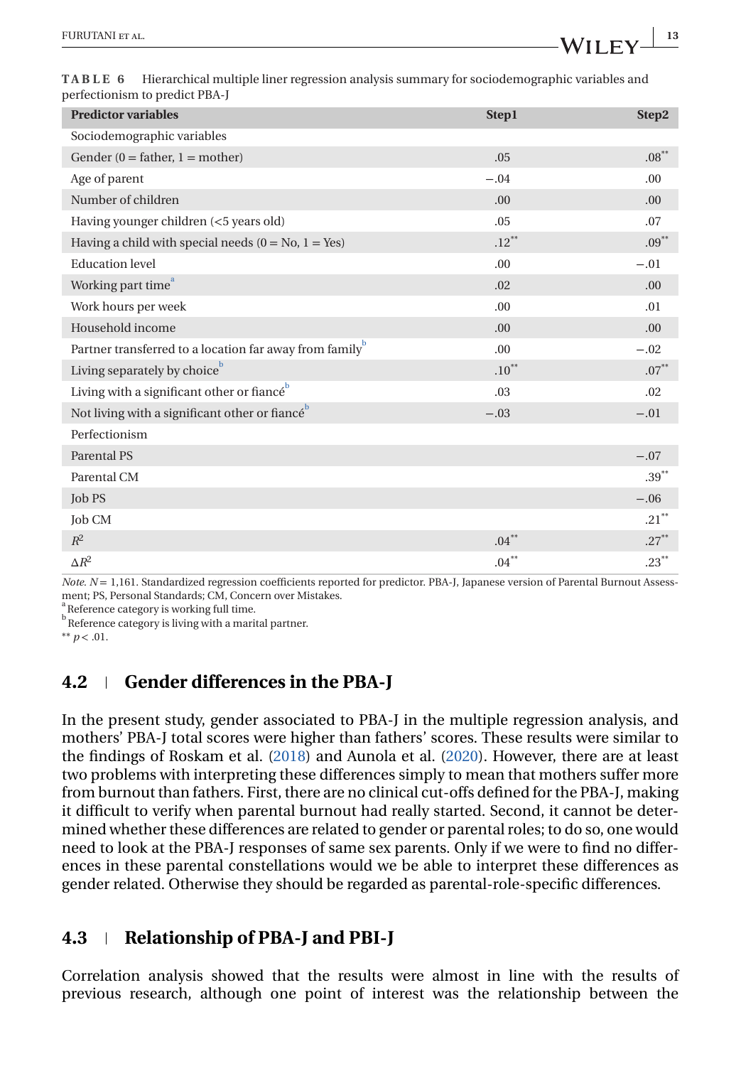**TABLE 6** Hierarchical multiple liner regression analysis summary for sociodemographic variables and perfectionism to predict PBA-J

| Predictor variables | Step1 | Step2 |
|---|---|---|
| Sociodemographic variables | | |
| Gender (0 = father, 1 = mother) | .05 | .08** |
| Age of parent | −.04 | .00 |
| Number of children | .00 | .00 |
| Having younger children (<5 years old) | .05 | .07 |
| Having a child with special needs (0 = No, 1 = Yes) | .12** | .09** |
| Education level | .00 | −.01 |
| Working part time[a] | .02 | .00 |
| Work hours per week | .00 | .01 |
| Household income | .00 | .00 |
| Partner transferred to a location far away from family[b] | .00 | −.02 |
| Living separately by choice[b] | .10** | .07** |
| Living with a significant other or fiancé[b] | .03 | .02 |
| Not living with a significant other or fiancé[b] | −.03 | −.01 |
| Perfectionism | | |
| Parental PS | | −.07 |
| Parental CM | | .39** |
| Job PS | | −.06 |
| Job CM | | .21** |
| $R^2$ | .04** | .27** |
| $\Delta R^2$ | .04** | .23** |

*Note.* $N$ = 1,161. Standardized regression coefficients reported for predictor. PBA-J, Japanese version of Parental Burnout Assessment; PS, Personal Standards; CM, Concern over Mistakes.

[a] Reference category is working full time.

[b] Reference category is living with a marital partner.

** $p < .01$.

## 4.2 | Gender differences in the PBA-J

In the present study, gender associated to PBA-J in the multiple regression analysis, and mothers' PBA-J total scores were higher than fathers' scores. These results were similar to the findings of Roskam et al. (2018) and Aunola et al. (2020). However, there are at least two problems with interpreting these differences simply to mean that mothers suffer more from burnout than fathers. First, there are no clinical cut-offs defined for the PBA-J, making it difficult to verify when parental burnout had really started. Second, it cannot be determined whether these differences are related to gender or parental roles; to do so, one would need to look at the PBA-J responses of same sex parents. Only if we were to find no differences in these parental constellations would we be able to interpret these differences as gender related. Otherwise they should be regarded as parental-role-specific differences.

## 4.3 | Relationship of PBA-J and PBI-J

Correlation analysis showed that the results were almost in line with the results of previous research, although one point of interest was the relationship between the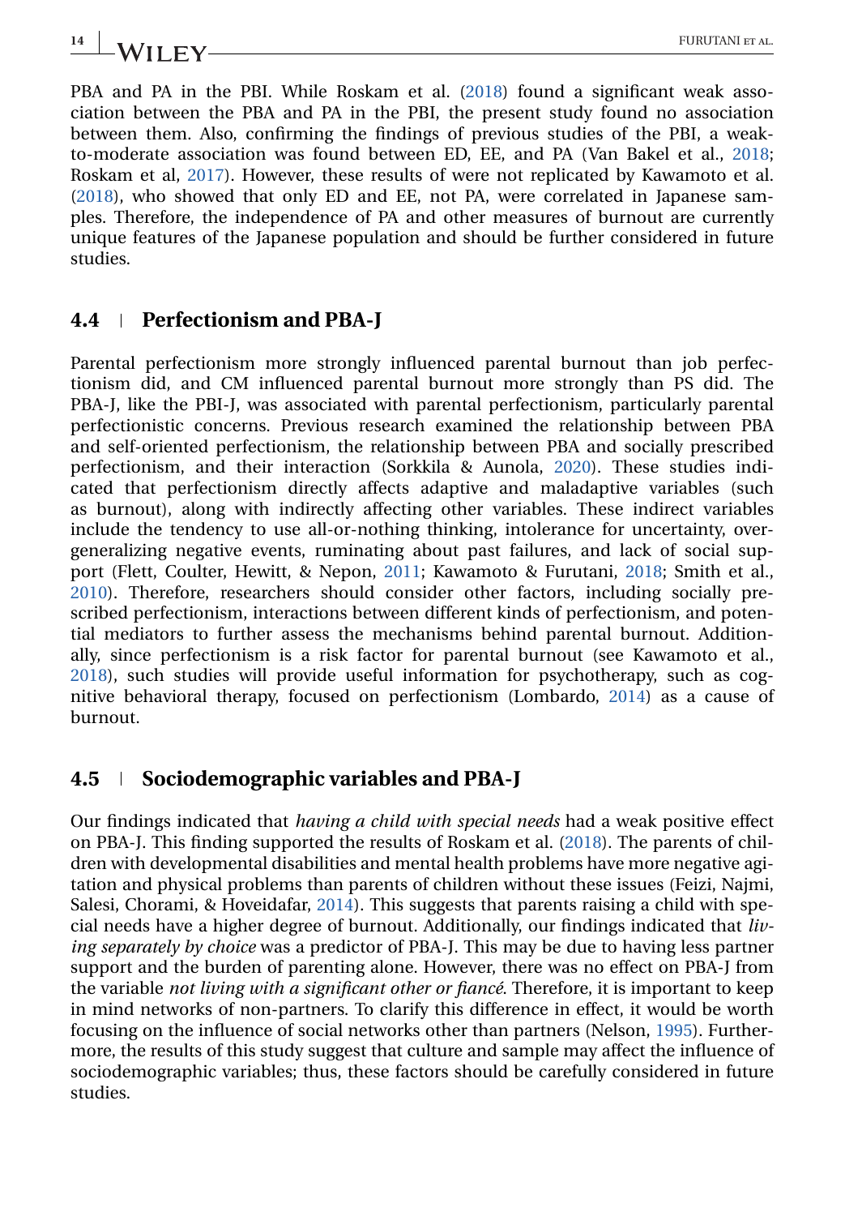PBA and PA in the PBI. While Roskam et al. (2018) found a significant weak association between the PBA and PA in the PBI, the present study found no association between them. Also, confirming the findings of previous studies of the PBI, a weak-to-moderate association was found between ED, EE, and PA (Van Bakel et al., 2018; Roskam et al, 2017). However, these results of were not replicated by Kawamoto et al. (2018), who showed that only ED and EE, not PA, were correlated in Japanese samples. Therefore, the independence of PA and other measures of burnout are currently unique features of the Japanese population and should be further considered in future studies.

## 4.4 | Perfectionism and PBA-J

Parental perfectionism more strongly influenced parental burnout than job perfectionism did, and CM influenced parental burnout more strongly than PS did. The PBA-J, like the PBI-J, was associated with parental perfectionism, particularly parental perfectionistic concerns. Previous research examined the relationship between PBA and self-oriented perfectionism, the relationship between PBA and socially prescribed perfectionism, and their interaction (Sorkkila & Aunola, 2020). These studies indicated that perfectionism directly affects adaptive and maladaptive variables (such as burnout), along with indirectly affecting other variables. These indirect variables include the tendency to use all-or-nothing thinking, intolerance for uncertainty, overgeneralizing negative events, ruminating about past failures, and lack of social support (Flett, Coulter, Hewitt, & Nepon, 2011; Kawamoto & Furutani, 2018; Smith et al., 2010). Therefore, researchers should consider other factors, including socially prescribed perfectionism, interactions between different kinds of perfectionism, and potential mediators to further assess the mechanisms behind parental burnout. Additionally, since perfectionism is a risk factor for parental burnout (see Kawamoto et al., 2018), such studies will provide useful information for psychotherapy, such as cognitive behavioral therapy, focused on perfectionism (Lombardo, 2014) as a cause of burnout.

## 4.5 | Sociodemographic variables and PBA-J

Our findings indicated that *having a child with special needs* had a weak positive effect on PBA-J. This finding supported the results of Roskam et al. (2018). The parents of children with developmental disabilities and mental health problems have more negative agitation and physical problems than parents of children without these issues (Feizi, Najmi, Salesi, Chorami, & Hoveidafar, 2014). This suggests that parents raising a child with special needs have a higher degree of burnout. Additionally, our findings indicated that *living separately by choice* was a predictor of PBA-J. This may be due to having less partner support and the burden of parenting alone. However, there was no effect on PBA-J from the variable *not living with a significant other or fiancé*. Therefore, it is important to keep in mind networks of non-partners. To clarify this difference in effect, it would be worth focusing on the influence of social networks other than partners (Nelson, 1995). Furthermore, the results of this study suggest that culture and sample may affect the influence of sociodemographic variables; thus, these factors should be carefully considered in future studies.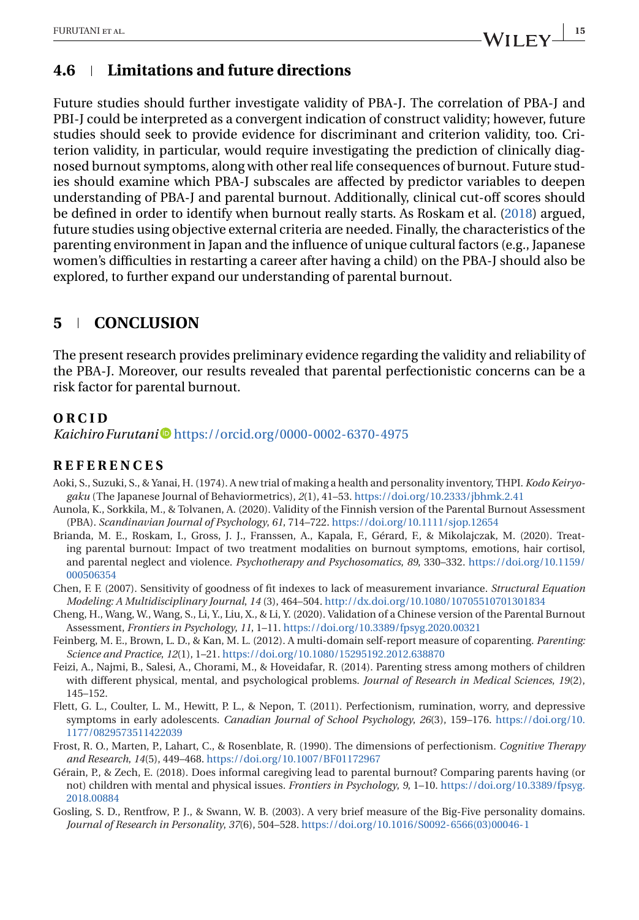## 4.6 Limitations and future directions

Future studies should further investigate validity of PBA-J. The correlation of PBA-J and PBI-J could be interpreted as a convergent indication of construct validity; however, future studies should seek to provide evidence for discriminant and criterion validity, too. Criterion validity, in particular, would require investigating the prediction of clinically diagnosed burnout symptoms, along with other real life consequences of burnout. Future studies should examine which PBA-J subscales are affected by predictor variables to deepen understanding of PBA-J and parental burnout. Additionally, clinical cut-off scores should be defined in order to identify when burnout really starts. As Roskam et al. (2018) argued, future studies using objective external criteria are needed. Finally, the characteristics of the parenting environment in Japan and the influence of unique cultural factors (e.g., Japanese women's difficulties in restarting a career after having a child) on the PBA-J should also be explored, to further expand our understanding of parental burnout.

# 5 CONCLUSION

The present research provides preliminary evidence regarding the validity and reliability of the PBA-J. Moreover, our results revealed that parental perfectionistic concerns can be a risk factor for parental burnout.

### ORCID

*Kaichiro Furutani* https://orcid.org/0000-0002-6370-4975

### REFERENCES

Aoki, S., Suzuki, S., & Yanai, H. (1974). A new trial of making a health and personality inventory, THPI. *Kodo Keiryogaku* (The Japanese Journal of Behaviormetrics), *2*(1), 41–53. https://doi.org/10.2333/jbhmk.2.41

Aunola, K., Sorkkila, M., & Tolvanen, A. (2020). Validity of the Finnish version of the Parental Burnout Assessment (PBA). *Scandinavian Journal of Psychology*, *61*, 714–722. https://doi.org/10.1111/sjop.12654

Brianda, M. E., Roskam, I., Gross, J. J., Franssen, A., Kapala, F., Gérard, F., & Mikolajczak, M. (2020). Treating parental burnout: Impact of two treatment modalities on burnout symptoms, emotions, hair cortisol, and parental neglect and violence. *Psychotherapy and Psychosomatics*, *89*, 330–332. https://doi.org/10.1159/000506354

Chen, F. F. (2007). Sensitivity of goodness of fit indexes to lack of measurement invariance. *Structural Equation Modeling: A Multidisciplinary Journal*, *14* (3), 464–504. http://dx.doi.org/10.1080/10705510701301834

Cheng, H., Wang, W., Wang, S., Li, Y., Liu, X., & Li, Y. (2020). Validation of a Chinese version of the Parental Burnout Assessment, *Frontiers in Psychology*, *11*, 1–11. https://doi.org/10.3389/fpsyg.2020.00321

Feinberg, M. E., Brown, L. D., & Kan, M. L. (2012). A multi-domain self-report measure of coparenting. *Parenting: Science and Practice*, *12*(1), 1–21. https://doi.org/10.1080/15295192.2012.638870

Feizi, A., Najmi, B., Salesi, A., Chorami, M., & Hoveidafar, R. (2014). Parenting stress among mothers of children with different physical, mental, and psychological problems. *Journal of Research in Medical Sciences*, *19*(2), 145–152.

Flett, G. L., Coulter, L. M., Hewitt, P. L., & Nepon, T. (2011). Perfectionism, rumination, worry, and depressive symptoms in early adolescents. *Canadian Journal of School Psychology*, *26*(3), 159–176. https://doi.org/10.1177/0829573511422039

Frost, R. O., Marten, P., Lahart, C., & Rosenblate, R. (1990). The dimensions of perfectionism. *Cognitive Therapy and Research*, *14*(5), 449–468. https://doi.org/10.1007/BF01172967

Gérain, P., & Zech, E. (2018). Does informal caregiving lead to parental burnout? Comparing parents having (or not) children with mental and physical issues. *Frontiers in Psychology*, *9*, 1–10. https://doi.org/10.3389/fpsyg.2018.00884

Gosling, S. D., Rentfrow, P. J., & Swann, W. B. (2003). A very brief measure of the Big-Five personality domains. *Journal of Research in Personality*, *37*(6), 504–528. https://doi.org/10.1016/S0092-6566(03)00046-1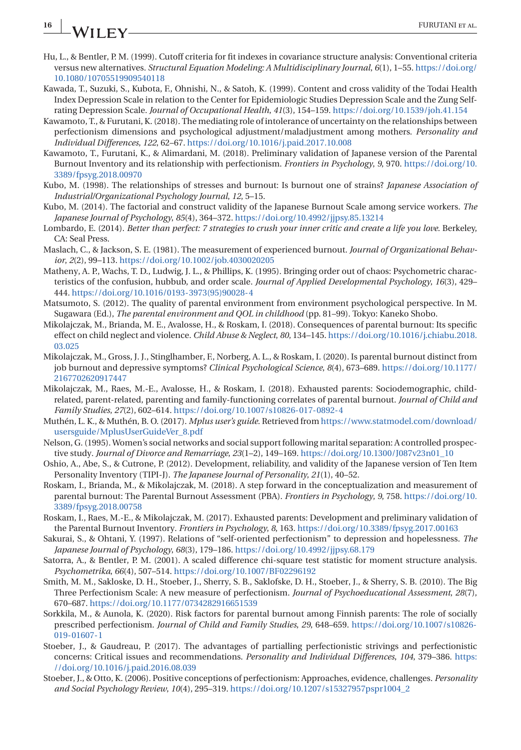Hu, L., & Bentler, P. M. (1999). Cutoff criteria for fit indexes in covariance structure analysis: Conventional criteria versus new alternatives. *Structural Equation Modeling: A Multidisciplinary Journal*, *6*(1), 1–55. https://doi.org/10.1080/10705519909540118

Kawada, T., Suzuki, S., Kubota, F., Ohnishi, N., & Satoh, K. (1999). Content and cross validity of the Todai Health Index Depression Scale in relation to the Center for Epidemiologic Studies Depression Scale and the Zung Self-rating Depression Scale. *Journal of Occupational Health*, *41*(3), 154–159. https://doi.org/10.1539/joh.41.154

Kawamoto, T., & Furutani, K. (2018). The mediating role of intolerance of uncertainty on the relationships between perfectionism dimensions and psychological adjustment/maladjustment among mothers. *Personality and Individual Differences*, *122*, 62–67. https://doi.org/10.1016/j.paid.2017.10.008

Kawamoto, T., Furutani, K., & Alimardani, M. (2018). Preliminary validation of Japanese version of the Parental Burnout Inventory and its relationship with perfectionism. *Frontiers in Psychology*, *9*, 970. https://doi.org/10.3389/fpsyg.2018.00970

Kubo, M. (1998). The relationships of stresses and burnout: Is burnout one of strains? *Japanese Association of Industrial/Organizational Psychology Journal*, *12*, 5–15.

Kubo, M. (2014). The factorial and construct validity of the Japanese Burnout Scale among service workers. *The Japanese Journal of Psychology*, *85*(4), 364–372. https://doi.org/10.4992/jjpsy.85.13214

Lombardo, E. (2014). *Better than perfect: 7 strategies to crush your inner critic and create a life you love*. Berkeley, CA: Seal Press.

Maslach, C., & Jackson, S. E. (1981). The measurement of experienced burnout. *Journal of Organizational Behavior*, *2*(2), 99–113. https://doi.org/10.1002/job.4030020205

Matheny, A. P., Wachs, T. D., Ludwig, J. L., & Phillips, K. (1995). Bringing order out of chaos: Psychometric characteristics of the confusion, hubbub, and order scale. *Journal of Applied Developmental Psychology*, *16*(3), 429–444. https://doi.org/10.1016/0193-3973(95)90028-4

Matsumoto, S. (2012). The quality of parental environment from environment psychological perspective. In M. Sugawara (Ed.), *The parental environment and QOL in childhood* (pp. 81–99). Tokyo: Kaneko Shobo.

Mikolajczak, M., Brianda, M. E., Avalosse, H., & Roskam, I. (2018). Consequences of parental burnout: Its specific effect on child neglect and violence. *Child Abuse & Neglect*, *80*, 134–145. https://doi.org/10.1016/j.chiabu.2018.03.025

Mikolajczak, M., Gross, J. J., Stinglhamber, F., Norberg, A. L., & Roskam, I. (2020). Is parental burnout distinct from job burnout and depressive symptoms? *Clinical Psychological Science*, *8*(4), 673–689. https://doi.org/10.1177/2167702620917447

Mikolajczak, M., Raes, M.-E., Avalosse, H., & Roskam, I. (2018). Exhausted parents: Sociodemographic, child-related, parent-related, parenting and family-functioning correlates of parental burnout. *Journal of Child and Family Studies*, *27*(2), 602–614. https://doi.org/10.1007/s10826-017-0892-4

Muthén, L. K., & Muthén, B. O. (2017). *Mplus user's guide*. Retrieved from https://www.statmodel.com/download/usersguide/MplusUserGuideVer_8.pdf

Nelson, G. (1995). Women's social networks and social support following marital separation: A controlled prospective study. *Journal of Divorce and Remarriage*, *23*(1–2), 149–169. https://doi.org/10.1300/J087v23n01_10

Oshio, A., Abe, S., & Cutrone, P. (2012). Development, reliability, and validity of the Japanese version of Ten Item Personality Inventory (TIPI-J). *The Japanese Journal of Personality*, *21*(1), 40–52.

Roskam, I., Brianda, M., & Mikolajczak, M. (2018). A step forward in the conceptualization and measurement of parental burnout: The Parental Burnout Assessment (PBA). *Frontiers in Psychology*, *9*, 758. https://doi.org/10.3389/fpsyg.2018.00758

Roskam, I., Raes, M.-E., & Mikolajczak, M. (2017). Exhausted parents: Development and preliminary validation of the Parental Burnout Inventory. *Frontiers in Psychology*, *8*, 163. https://doi.org/10.3389/fpsyg.2017.00163

Sakurai, S., & Ohtani, Y. (1997). Relations of "self-oriented perfectionism" to depression and hopelessness. *The Japanese Journal of Psychology*, *68*(3), 179–186. https://doi.org/10.4992/jjpsy.68.179

Satorra, A., & Bentler, P. M. (2001). A scaled difference chi-square test statistic for moment structure analysis. *Psychometrika*, *66*(4), 507–514. https://doi.org/10.1007/BF02296192

Smith, M. M., Sakloske, D. H., Stoeber, J., Sherry, S. B., Saklofske, D. H., Stoeber, J., & Sherry, S. B. (2010). The Big Three Perfectionism Scale: A new measure of perfectionism. *Journal of Psychoeducational Assessment*, *28*(7), 670–687. https://doi.org/10.1177/0734282916651539

Sorkkila, M., & Aunola, K. (2020). Risk factors for parental burnout among Finnish parents: The role of socially prescribed perfectionism. *Journal of Child and Family Studies*, *29*, 648–659. https://doi.org/10.1007/s10826-019-01607-1

Stoeber, J., & Gaudreau, P. (2017). The advantages of partialling perfectionistic strivings and perfectionistic concerns: Critical issues and recommendations. *Personality and Individual Differences*, *104*, 379–386. https://doi.org/10.1016/j.paid.2016.08.039

Stoeber, J., & Otto, K. (2006). Positive conceptions of perfectionism: Approaches, evidence, challenges. *Personality and Social Psychology Review*, *10*(4), 295–319. https://doi.org/10.1207/s15327957pspr1004_2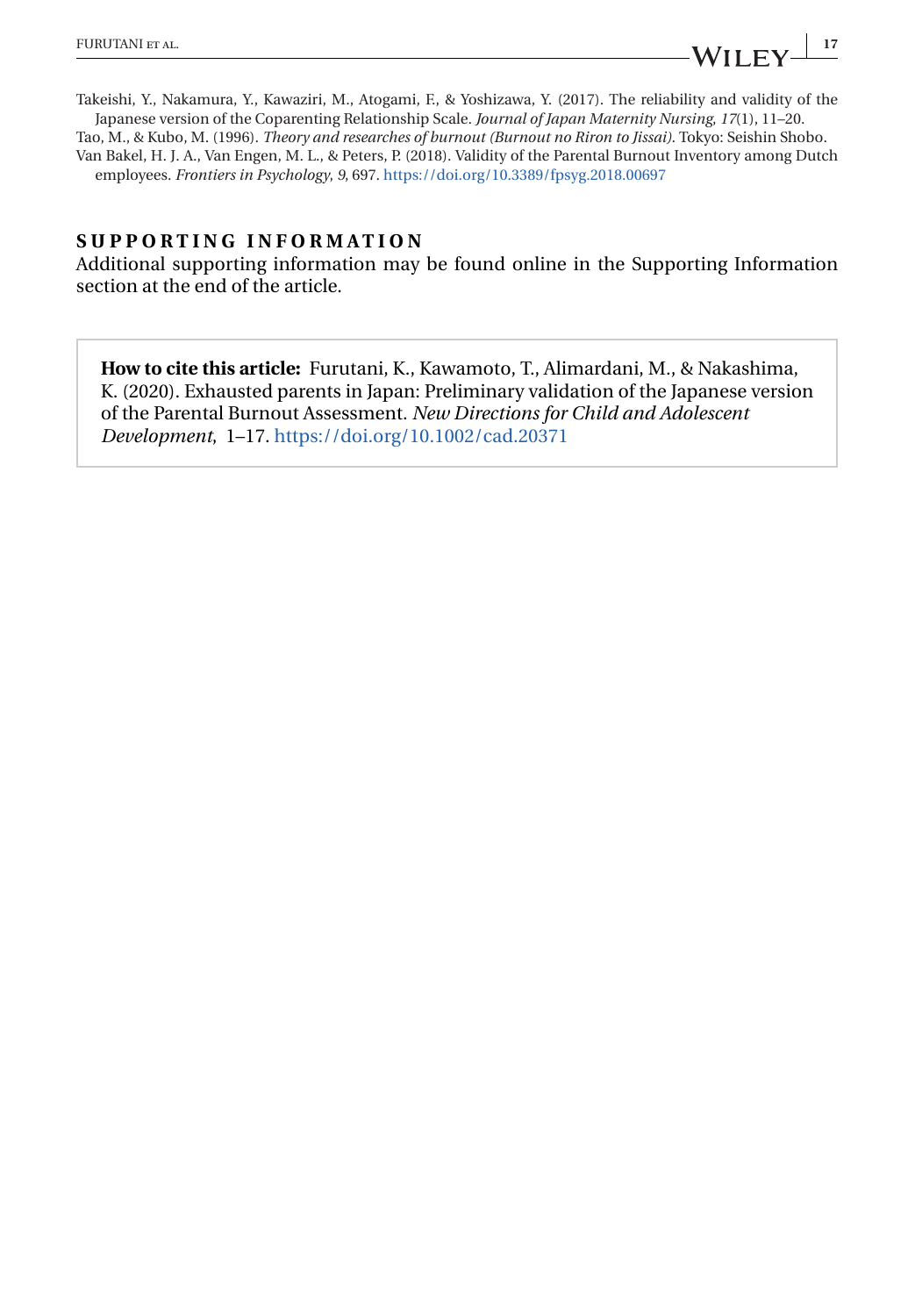Takeishi, Y., Nakamura, Y., Kawaziri, M., Atogami, F., & Yoshizawa, Y. (2017). The reliability and validity of the Japanese version of the Coparenting Relationship Scale. *Journal of Japan Maternity Nursing*, *17*(1), 11–20.

Tao, M., & Kubo, M. (1996). *Theory and researches of burnout (Burnout no Riron to Jissai)*. Tokyo: Seishin Shobo.

Van Bakel, H. J. A., Van Engen, M. L., & Peters, P. (2018). Validity of the Parental Burnout Inventory among Dutch employees. *Frontiers in Psychology*, *9*, 697. https://doi.org/10.3389/fpsyg.2018.00697

## SUPPORTING INFORMATION

Additional supporting information may be found online in the Supporting Information section at the end of the article.

**How to cite this article:** Furutani, K., Kawamoto, T., Alimardani, M., & Nakashima, K. (2020). Exhausted parents in Japan: Preliminary validation of the Japanese version of the Parental Burnout Assessment. *New Directions for Child and Adolescent Development*, 1–17. https://doi.org/10.1002/cad.20371